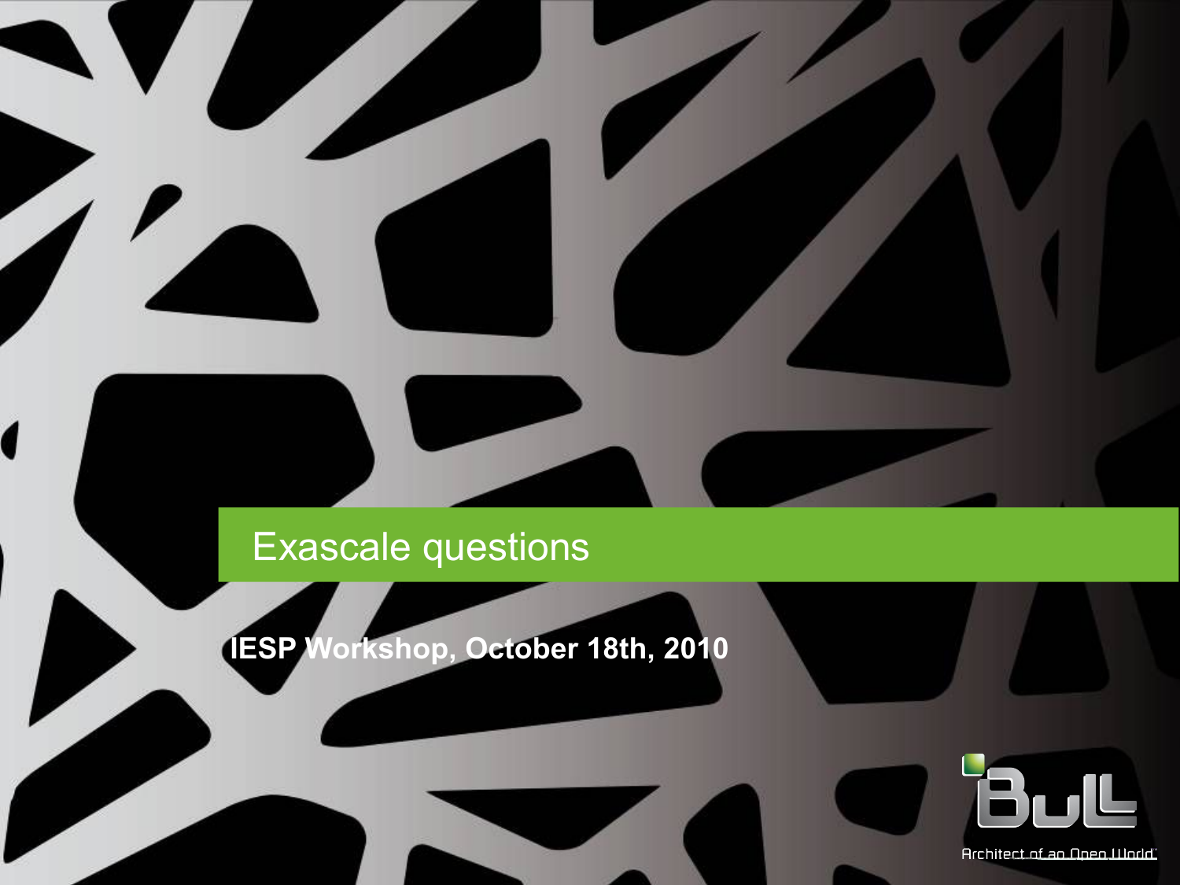# Exascale questions

**IESP Workshop, October 18th, 2010**

Bull

Architect of an Open World™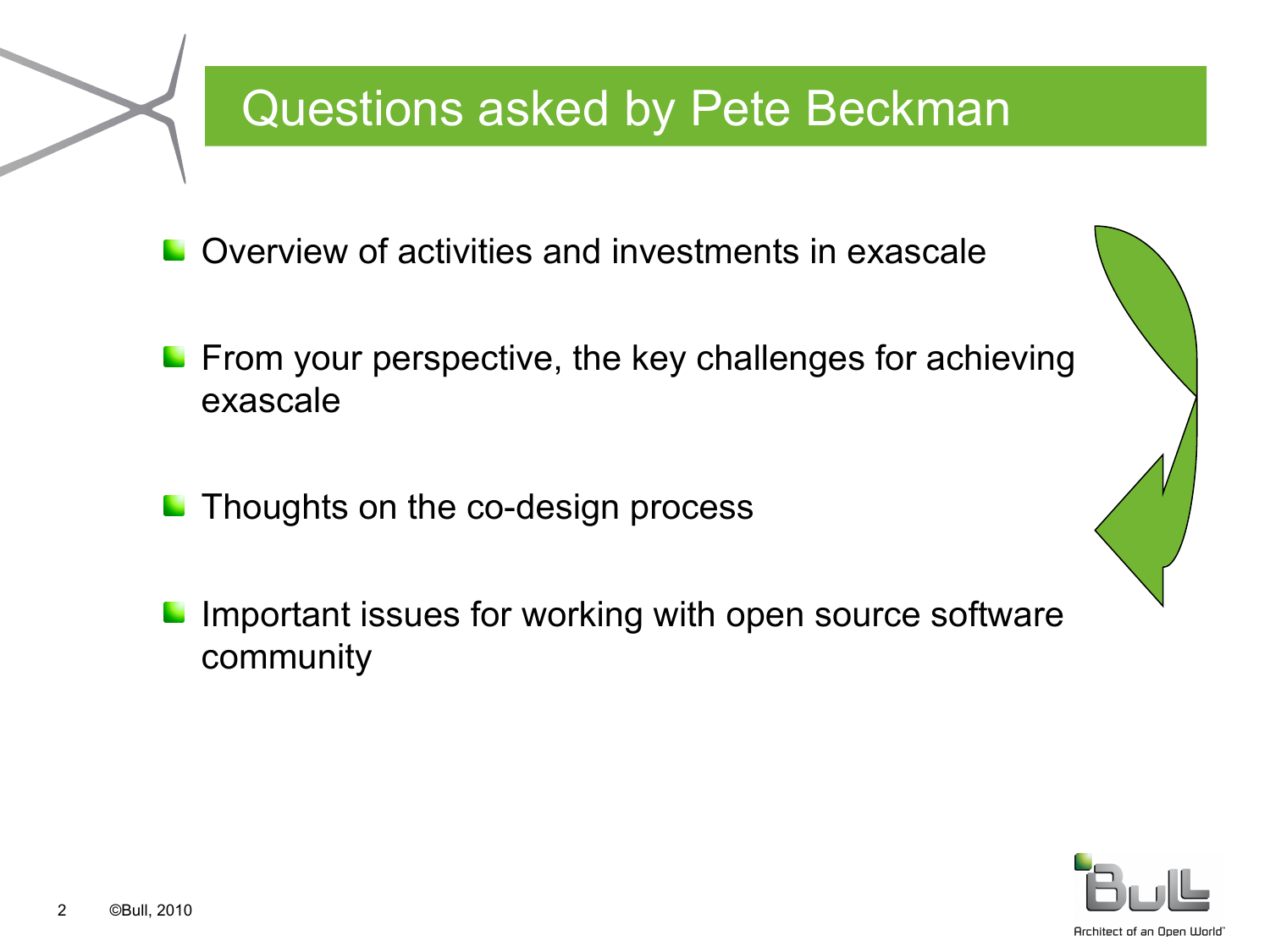# Questions asked by Pete Beckman

- Overview of activities and investments in exascale
- From your perspective, the key challenges for achieving exascale
- Thoughts on the co-design process
- Important issues for working with open source software community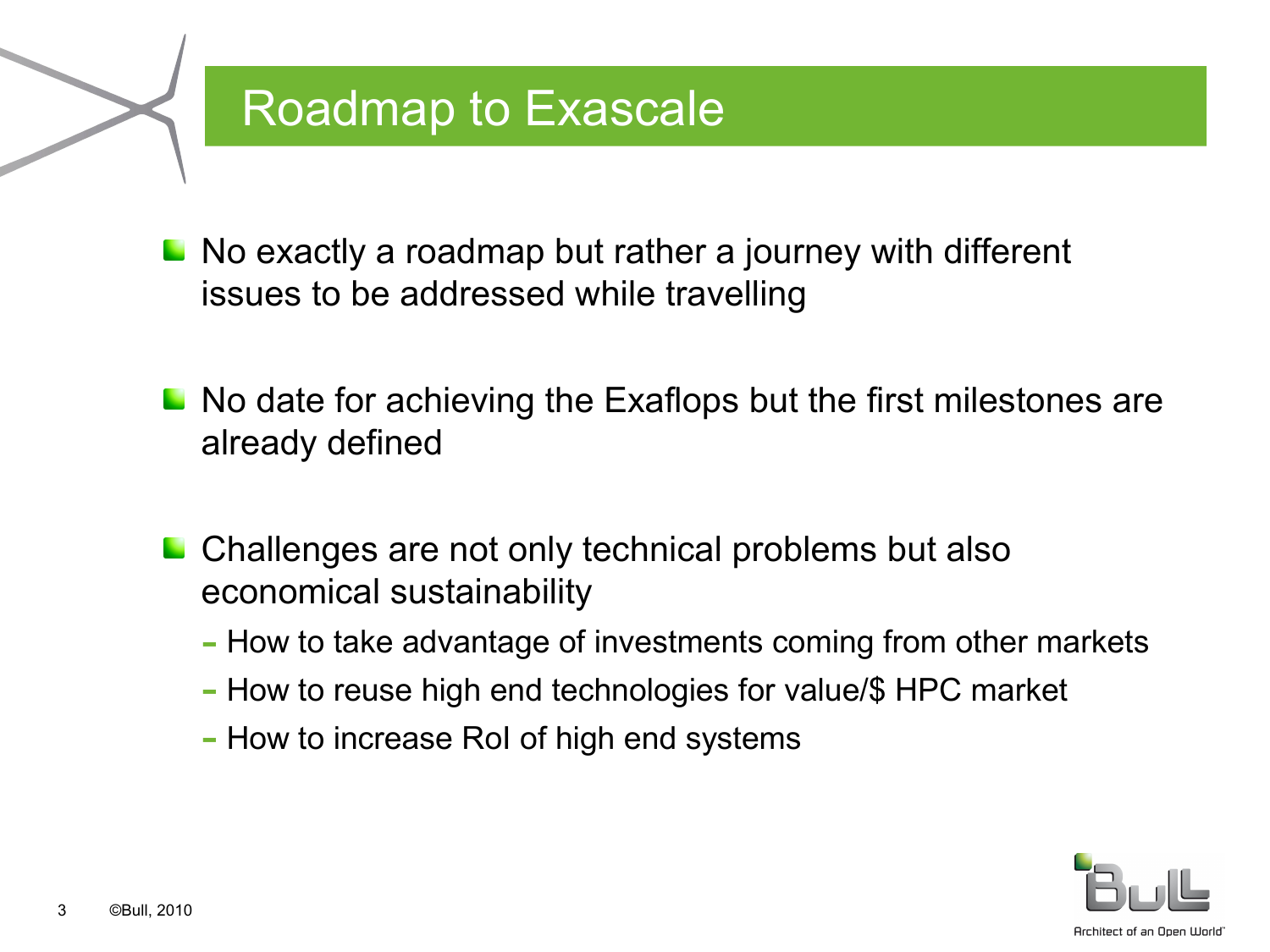# Roadmap to Exascale

- No exactly a roadmap but rather a journey with different issues to be addressed while travelling
- No date for achieving the Exaflops but the first milestones are already defined
- Challenges are not only technical problems but also economical sustainability
  - How to take advantage of investments coming from other markets
  - How to reuse high end technologies for value/$ HPC market
  - How to increase RoI of high end systems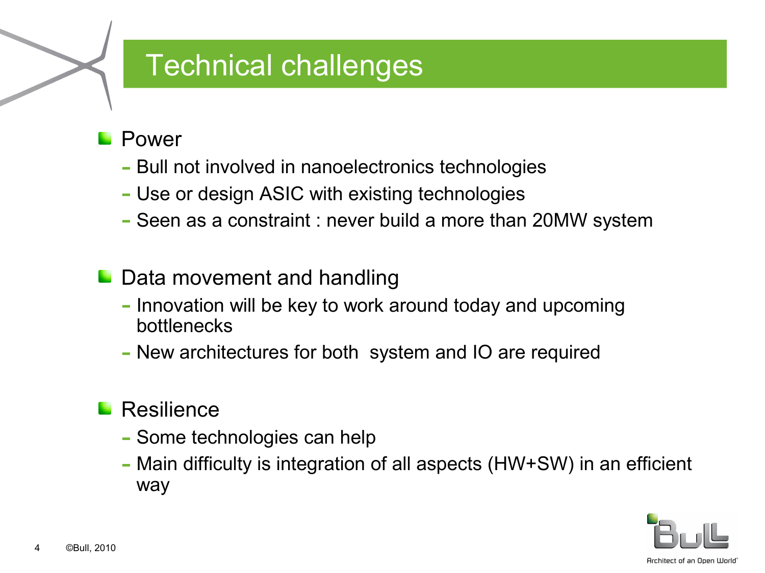# Technical challenges

- Power
  - Bull not involved in nanoelectronics technologies
  - Use or design ASIC with existing technologies
  - Seen as a constraint : never build a more than 20MW system

- Data movement and handling
  - Innovation will be key to work around today and upcoming bottlenecks
  - New architectures for both system and IO are required

- Resilience
  - Some technologies can help
  - Main difficulty is integration of all aspects (HW+SW) in an efficient way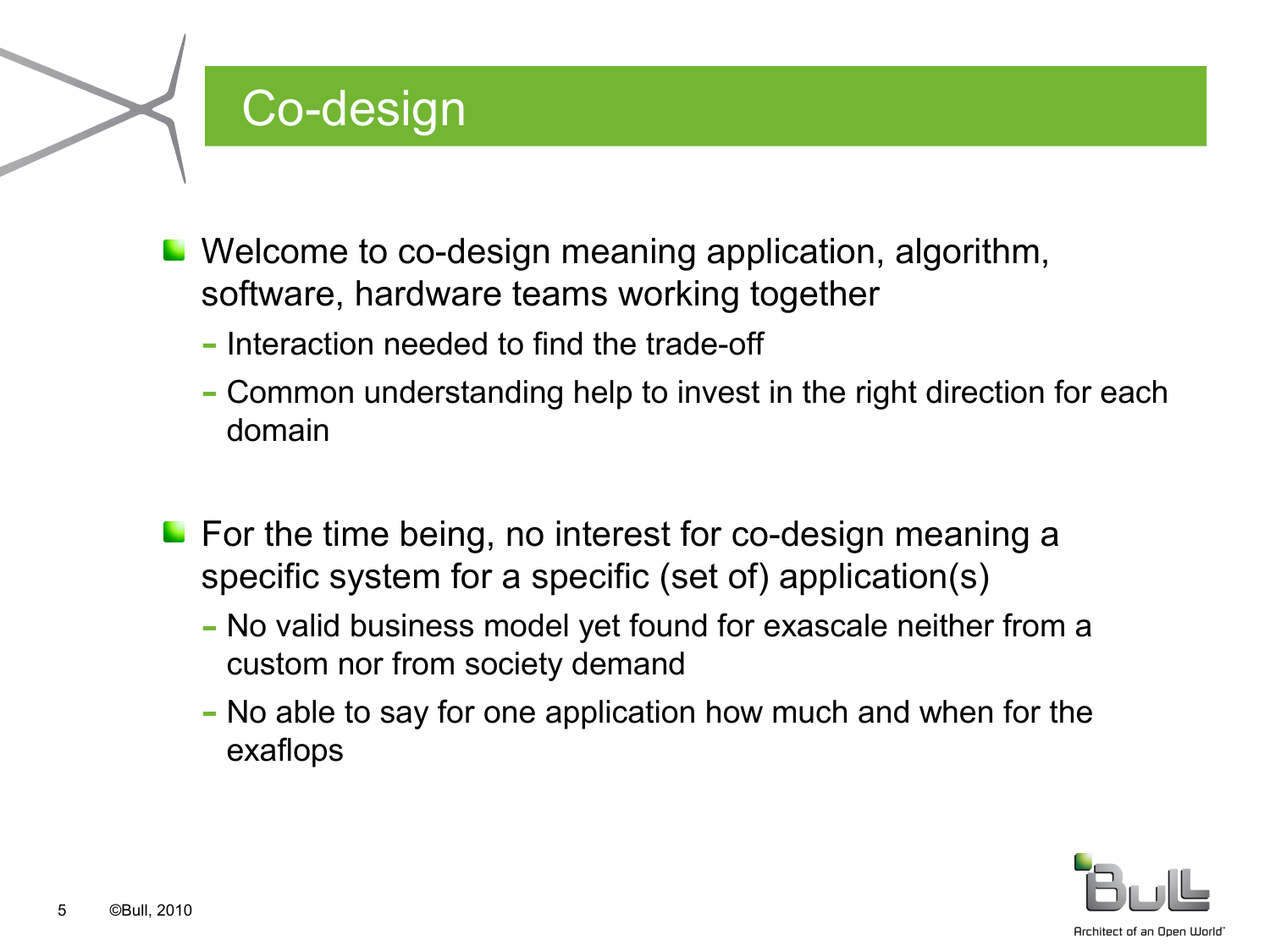# Co-design

- Welcome to co-design meaning application, algorithm, software, hardware teams working together
  - Interaction needed to find the trade-off
  - Common understanding help to invest in the right direction for each domain

- For the time being, no interest for co-design meaning a specific system for a specific (set of) application(s)
  - No valid business model yet found for exascale neither from a custom nor from society demand
  - No able to say for one application how much and when for the exaflops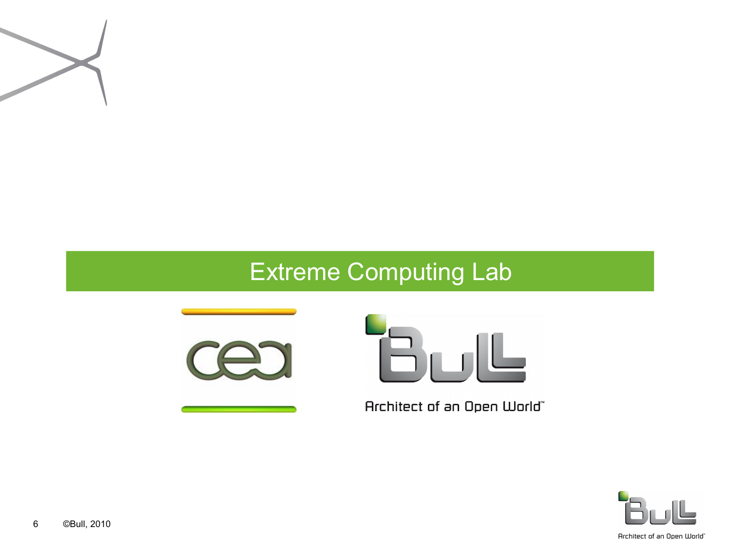# Extreme Computing Lab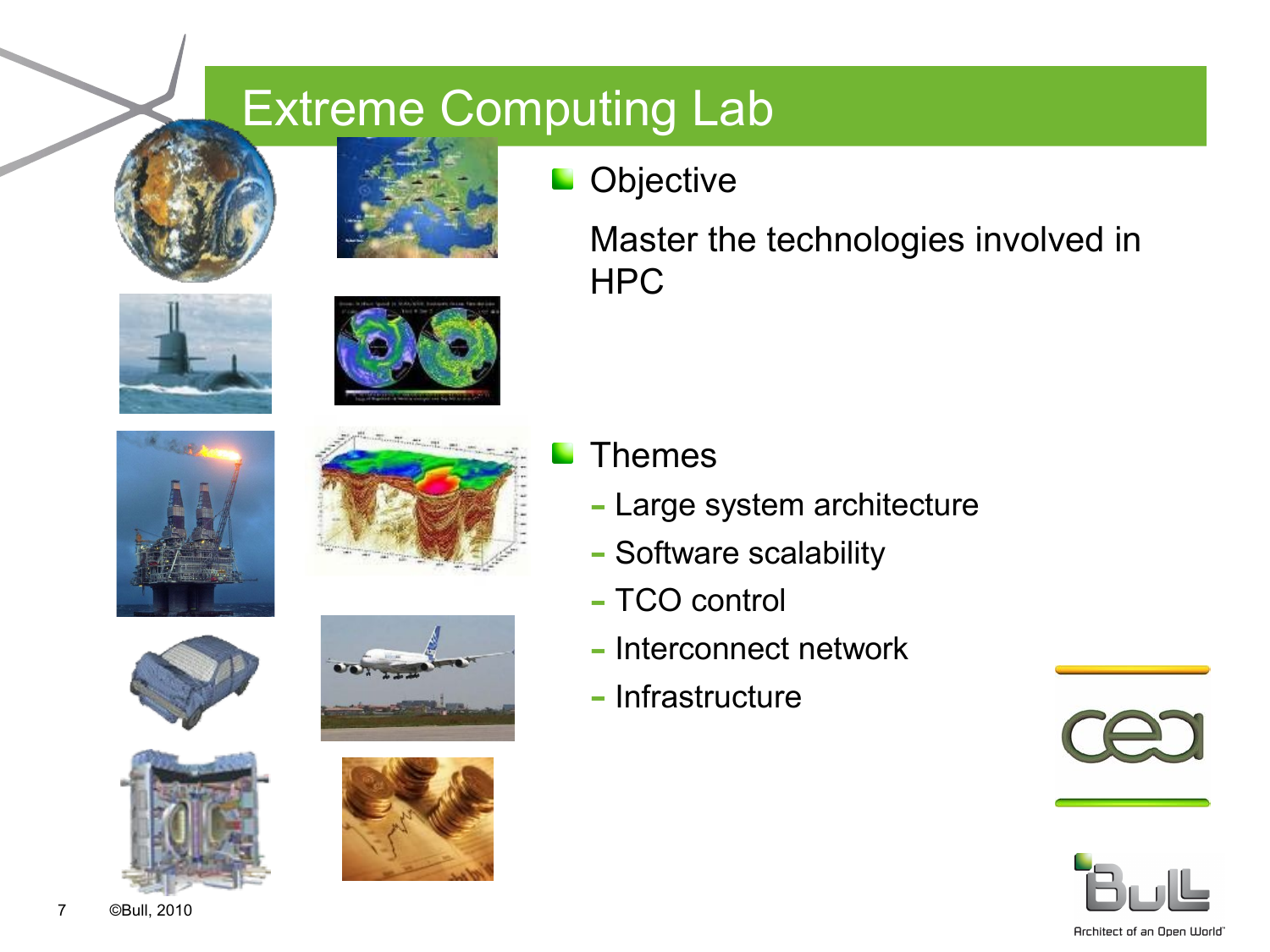# Extreme Computing Lab

- **Objective**

  Master the technologies involved in HPC

- **Themes**
  - Large system architecture
  - Software scalability
  - TCO control
  - Interconnect network
  - Infrastructure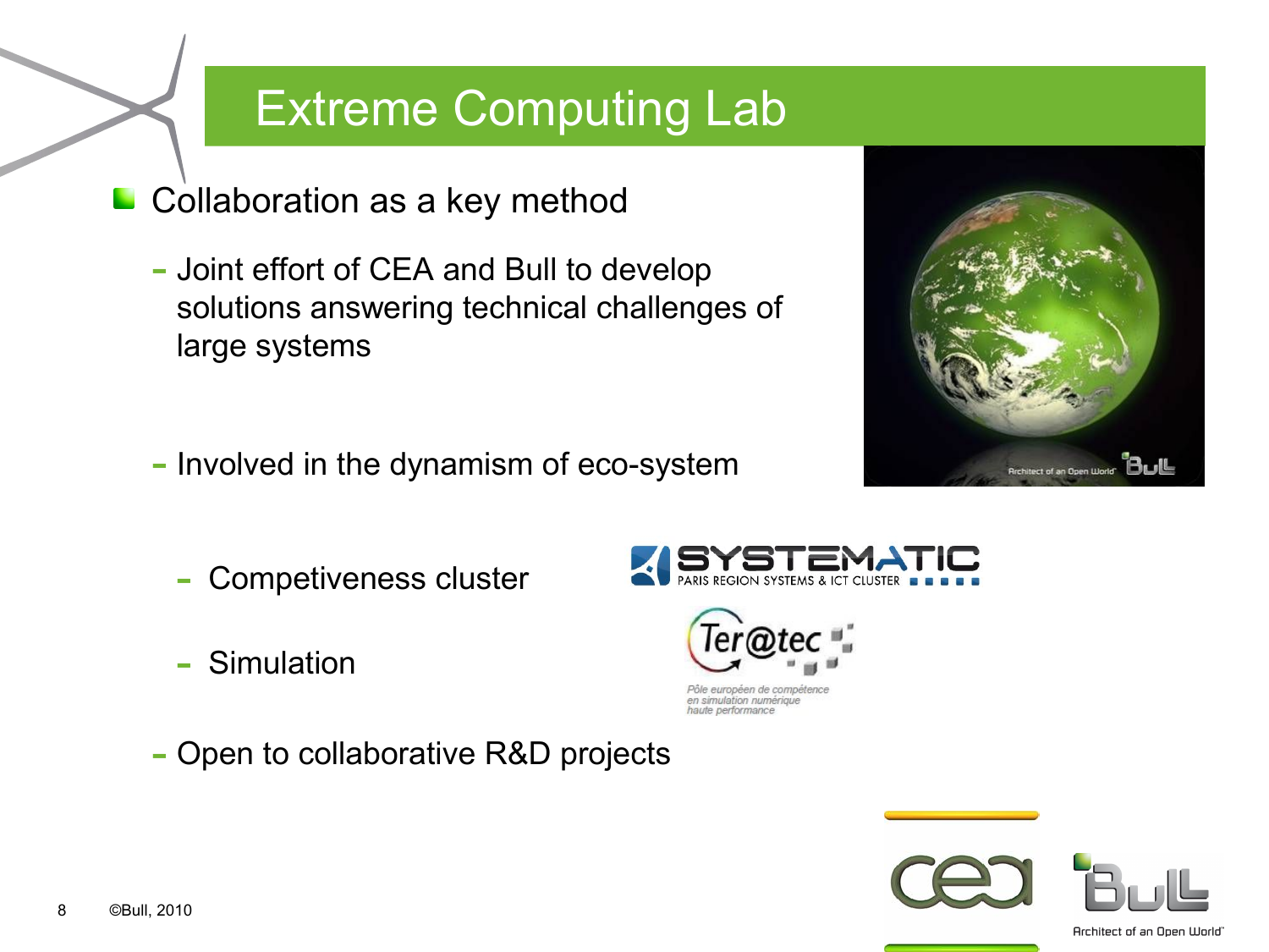# Extreme Computing Lab

- Collaboration as a key method
  - Joint effort of CEA and Bull to develop solutions answering technical challenges of large systems
  - Involved in the dynamism of eco-system
    - Competiveness cluster
    - Simulation
  - Open to collaborative R&D projects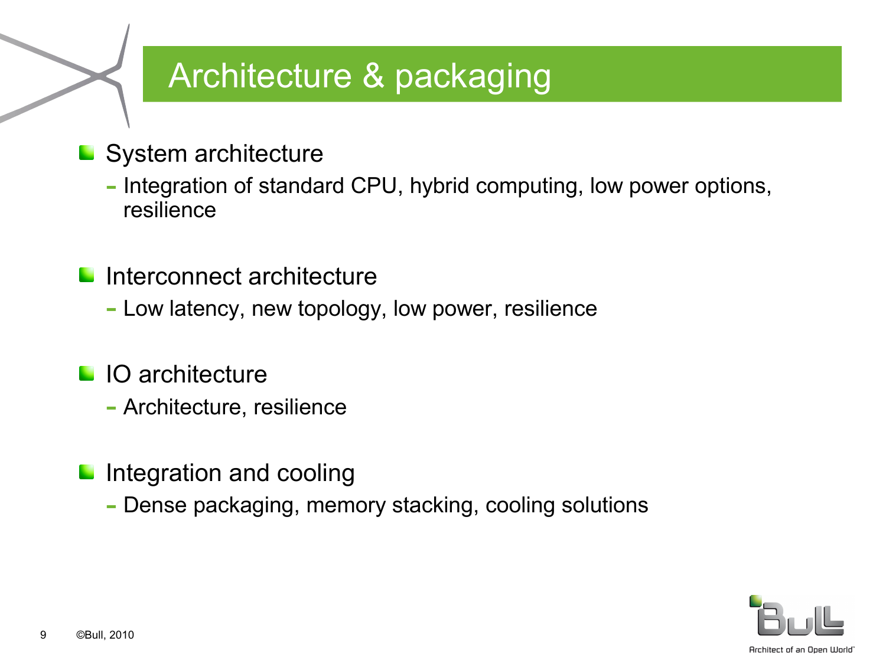# Architecture & packaging

- System architecture
  - Integration of standard CPU, hybrid computing, low power options, resilience
- Interconnect architecture
  - Low latency, new topology, low power, resilience
- IO architecture
  - Architecture, resilience
- Integration and cooling
  - Dense packaging, memory stacking, cooling solutions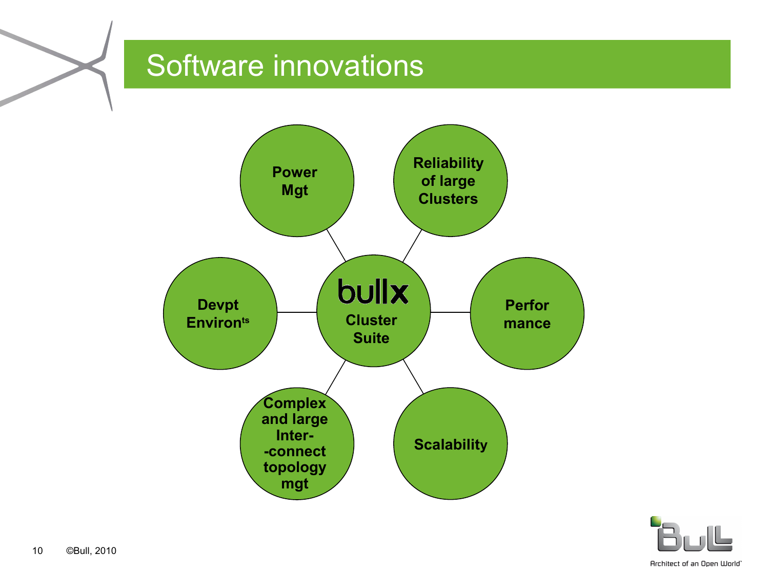# Software innovations

- **bullx Cluster Suite**
  - Power Mgt
  - Reliability of large Clusters
  - Perfor mance
  - Scalability
  - Complex and large Inter- -connect topology mgt
  - Devpt Environ[ts]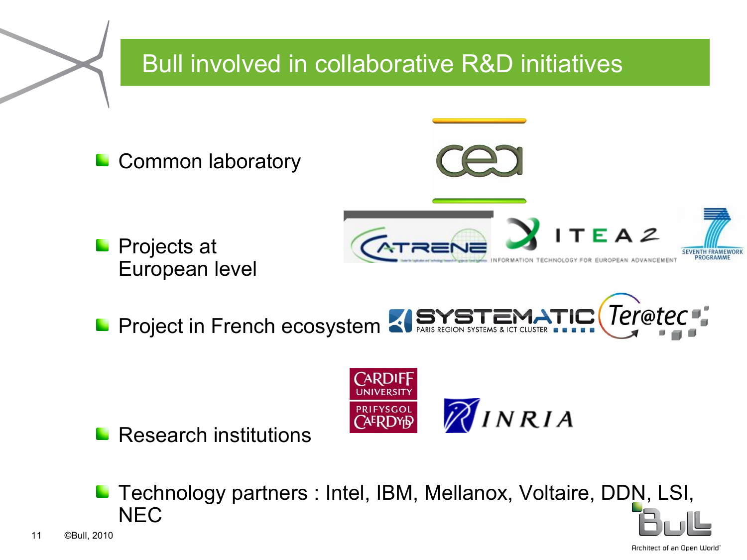# Bull involved in collaborative R&D initiatives

- Common laboratory
- Projects at European level
- Project in French ecosystem
- Research institutions
- Technology partners : Intel, IBM, Mellanox, Voltaire, DDN, LSI, NEC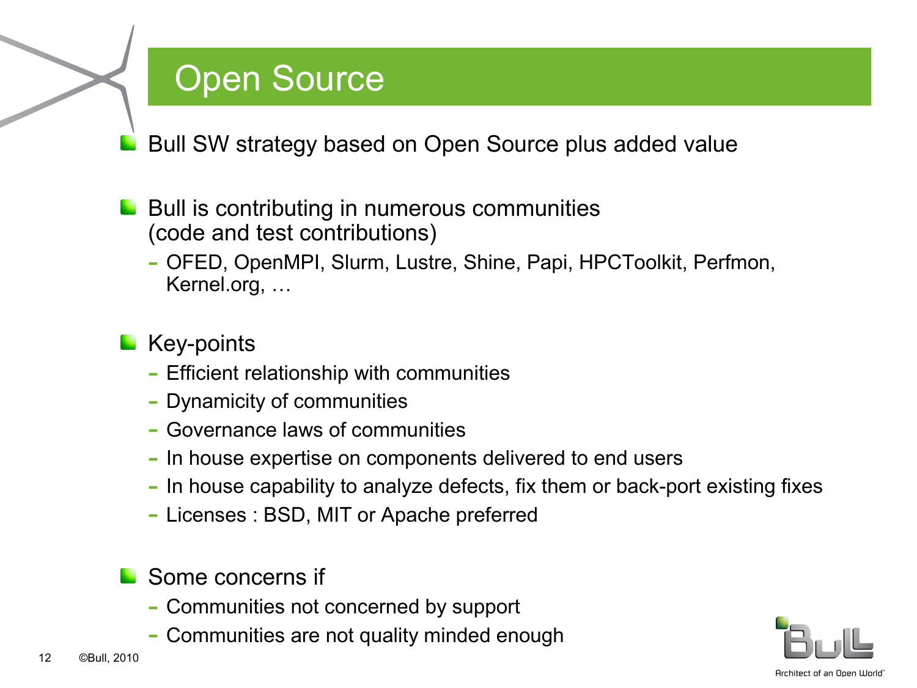# Open Source

- Bull SW strategy based on Open Source plus added value

- Bull is contributing in numerous communities (code and test contributions)
  - OFED, OpenMPI, Slurm, Lustre, Shine, Papi, HPCToolkit, Perfmon, Kernel.org, …

- Key-points
  - Efficient relationship with communities
  - Dynamicity of communities
  - Governance laws of communities
  - In house expertise on components delivered to end users
  - In house capability to analyze defects, fix them or back-port existing fixes
  - Licenses : BSD, MIT or Apache preferred

- Some concerns if
  - Communities not concerned by support
  - Communities are not quality minded enough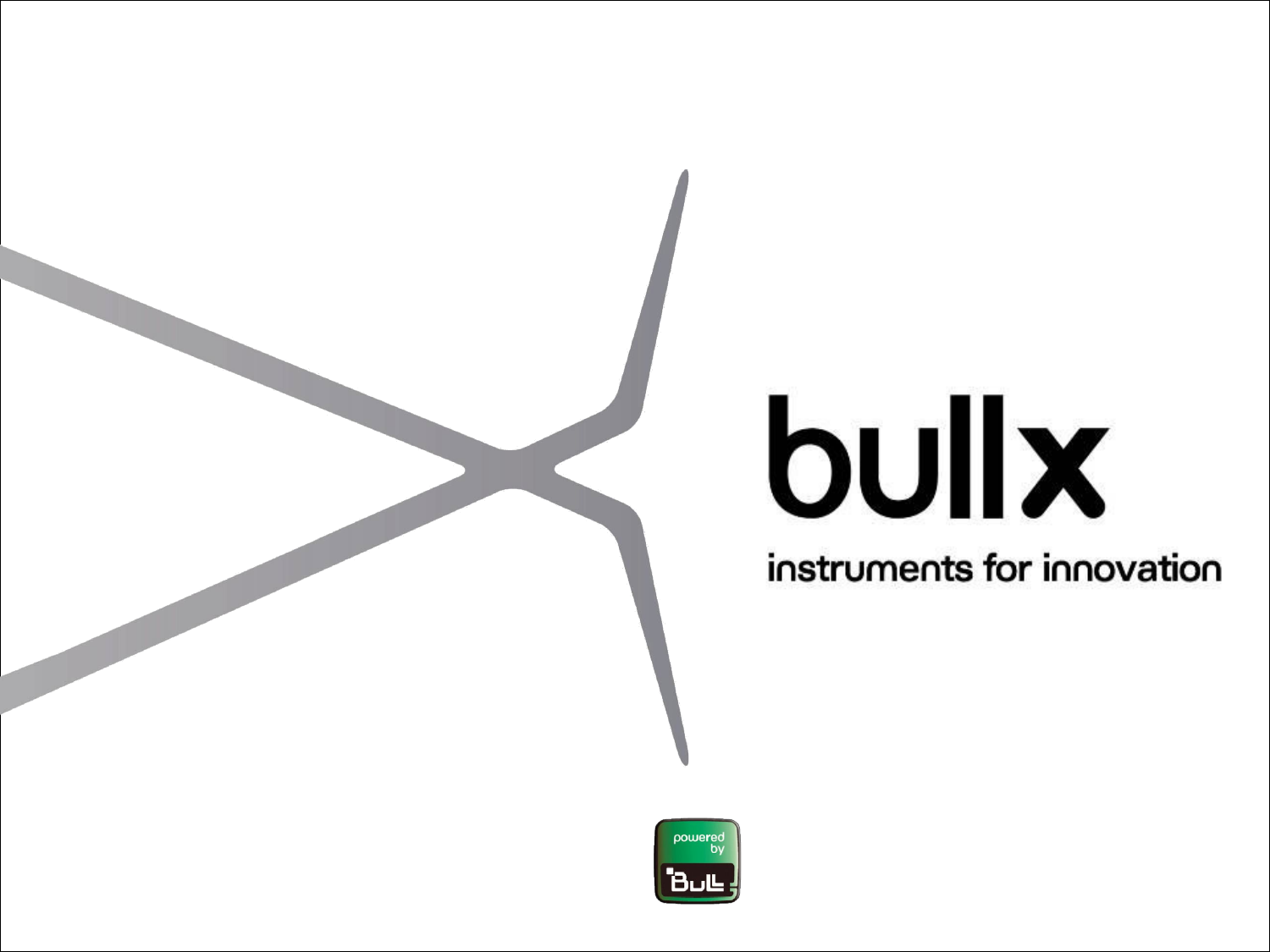# bullx

instruments for innovation

powered by Bull